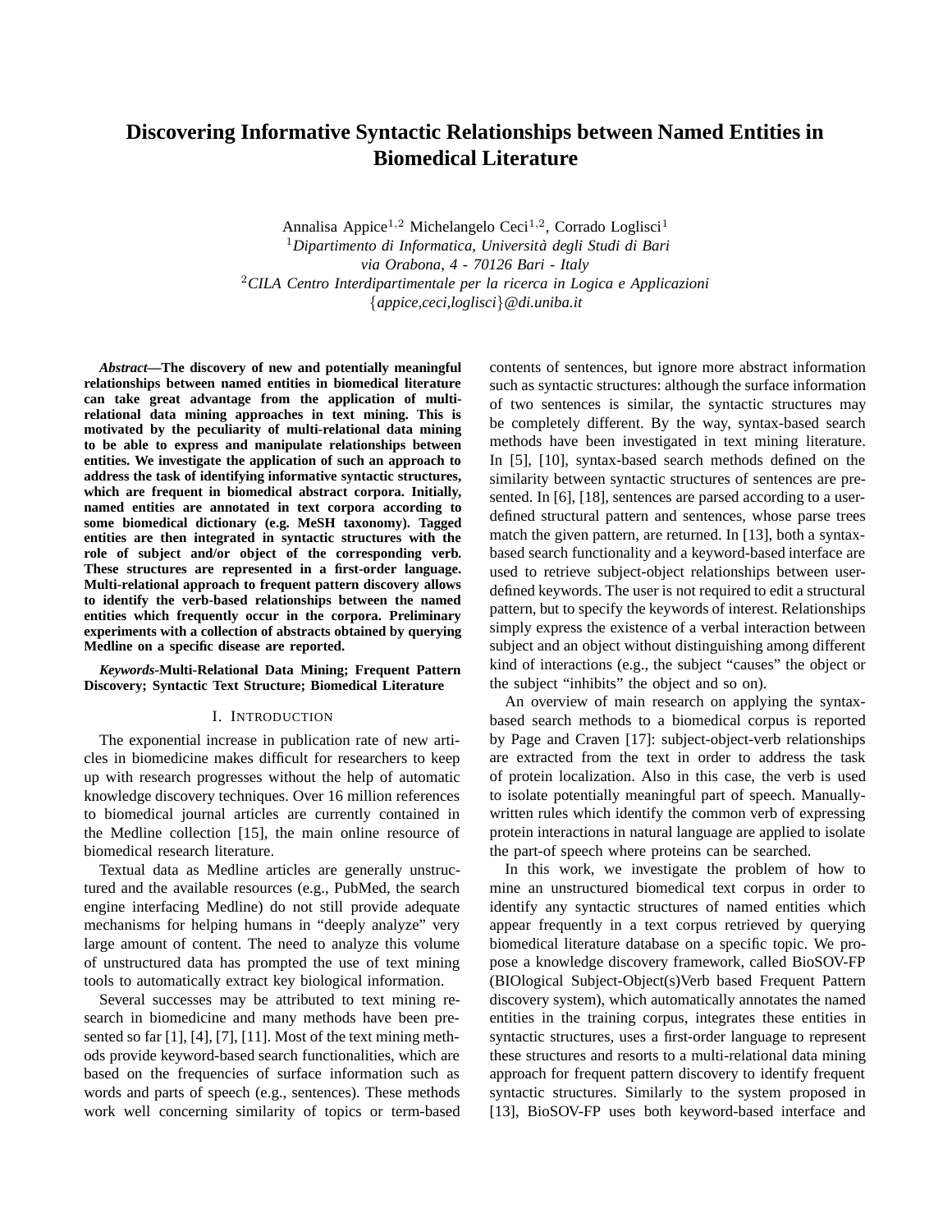# Discovering Informative Syntactic Relationships between Named Entities in Biomedical Literature

Annalisa Appice[1,2] Michelangelo Ceci[1,2], Corrado Loglisci[1]

[1]*Dipartimento di Informatica, Università degli Studi di Bari*
*via Orabona, 4 - 70126 Bari - Italy*
[2]*CILA Centro Interdipartimentale per la ricerca in Logica e Applicazioni*
{*appice,ceci,loglisci*}*@di.uniba.it*

***Abstract*—The discovery of new and potentially meaningful relationships between named entities in biomedical literature can take great advantage from the application of multi-relational data mining approaches in text mining. This is motivated by the peculiarity of multi-relational data mining to be able to express and manipulate relationships between entities. We investigate the application of such an approach to address the task of identifying informative syntactic structures, which are frequent in biomedical abstract corpora. Initially, named entities are annotated in text corpora according to some biomedical dictionary (e.g. MeSH taxonomy). Tagged entities are then integrated in syntactic structures with the role of subject and/or object of the corresponding verb. These structures are represented in a first-order language. Multi-relational approach to frequent pattern discovery allows to identify the verb-based relationships between the named entities which frequently occur in the corpora. Preliminary experiments with a collection of abstracts obtained by querying Medline on a specific disease are reported.**

***Keywords*-Multi-Relational Data Mining; Frequent Pattern Discovery; Syntactic Text Structure; Biomedical Literature**

## I. Introduction

The exponential increase in publication rate of new articles in biomedicine makes difficult for researchers to keep up with research progresses without the help of automatic knowledge discovery techniques. Over 16 million references to biomedical journal articles are currently contained in the Medline collection [15], the main online resource of biomedical research literature.

Textual data as Medline articles are generally unstructured and the available resources (e.g., PubMed, the search engine interfacing Medline) do not still provide adequate mechanisms for helping humans in "deeply analyze" very large amount of content. The need to analyze this volume of unstructured data has prompted the use of text mining tools to automatically extract key biological information.

Several successes may be attributed to text mining research in biomedicine and many methods have been presented so far [1], [4], [7], [11]. Most of the text mining methods provide keyword-based search functionalities, which are based on the frequencies of surface information such as words and parts of speech (e.g., sentences). These methods work well concerning similarity of topics or term-based contents of sentences, but ignore more abstract information such as syntactic structures: although the surface information of two sentences is similar, the syntactic structures may be completely different. By the way, syntax-based search methods have been investigated in text mining literature. In [5], [10], syntax-based search methods defined on the similarity between syntactic structures of sentences are presented. In [6], [18], sentences are parsed according to a user-defined structural pattern and sentences, whose parse trees match the given pattern, are returned. In [13], both a syntax-based search functionality and a keyword-based interface are used to retrieve subject-object relationships between user-defined keywords. The user is not required to edit a structural pattern, but to specify the keywords of interest. Relationships simply express the existence of a verbal interaction between subject and an object without distinguishing among different kind of interactions (e.g., the subject "causes" the object or the subject "inhibits" the object and so on).

An overview of main research on applying the syntax-based search methods to a biomedical corpus is reported by Page and Craven [17]: subject-object-verb relationships are extracted from the text in order to address the task of protein localization. Also in this case, the verb is used to isolate potentially meaningful part of speech. Manually-written rules which identify the common verb of expressing protein interactions in natural language are applied to isolate the part-of speech where proteins can be searched.

In this work, we investigate the problem of how to mine an unstructured biomedical text corpus in order to identify any syntactic structures of named entities which appear frequently in a text corpus retrieved by querying biomedical literature database on a specific topic. We propose a knowledge discovery framework, called BioSOV-FP (BIOlogical Subject-Object(s)Verb based Frequent Pattern discovery system), which automatically annotates the named entities in the training corpus, integrates these entities in syntactic structures, uses a first-order language to represent these structures and resorts to a multi-relational data mining approach for frequent pattern discovery to identify frequent syntactic structures. Similarly to the system proposed in [13], BioSOV-FP uses both keyword-based interface and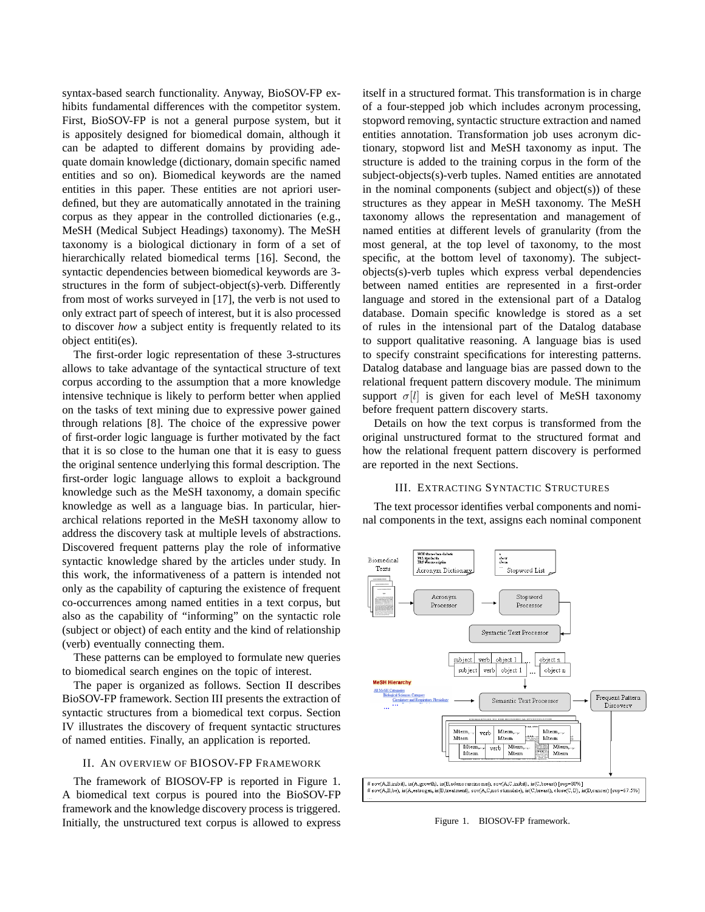syntax-based search functionality. Anyway, BioSOV-FP exhibits fundamental differences with the competitor system. First, BioSOV-FP is not a general purpose system, but it is appositely designed for biomedical domain, although it can be adapted to different domains by providing adequate domain knowledge (dictionary, domain specific named entities and so on). Biomedical keywords are the named entities in this paper. These entities are not apriori user-defined, but they are automatically annotated in the training corpus as they appear in the controlled dictionaries (e.g., MeSH (Medical Subject Headings) taxonomy). The MeSH taxonomy is a biological dictionary in form of a set of hierarchically related biomedical terms [16]. Second, the syntactic dependencies between biomedical keywords are 3-structures in the form of subject-object(s)-verb. Differently from most of works surveyed in [17], the verb is not used to only extract part of speech of interest, but it is also processed to discover *how* a subject entity is frequently related to its object entiti(es).

The first-order logic representation of these 3-structures allows to take advantage of the syntactical structure of text corpus according to the assumption that a more knowledge intensive technique is likely to perform better when applied on the tasks of text mining due to expressive power gained through relations [8]. The choice of the expressive power of first-order logic language is further motivated by the fact that it is so close to the human one that it is easy to guess the original sentence underlying this formal description. The first-order logic language allows to exploit a background knowledge such as the MeSH taxonomy, a domain specific knowledge as well as a language bias. In particular, hierarchical relations reported in the MeSH taxonomy allow to address the discovery task at multiple levels of abstractions. Discovered frequent patterns play the role of informative syntactic knowledge shared by the articles under study. In this work, the informativeness of a pattern is intended not only as the capability of capturing the existence of frequent co-occurrences among named entities in a text corpus, but also as the capability of "informing" on the syntactic role (subject or object) of each entity and the kind of relationship (verb) eventually connecting them.

These patterns can be employed to formulate new queries to biomedical search engines on the topic of interest.

The paper is organized as follows. Section II describes BioSOV-FP framework. Section III presents the extraction of syntactic structures from a biomedical text corpus. Section IV illustrates the discovery of frequent syntactic structures of named entities. Finally, an application is reported.

## II. An overview of BIOSOV-FP Framework

The framework of BIOSOV-FP is reported in Figure 1. A biomedical text corpus is poured into the BioSOV-FP framework and the knowledge discovery process is triggered. Initially, the unstructured text corpus is allowed to express itself in a structured format. This transformation is in charge of a four-stepped job which includes acronym processing, stopword removing, syntactic structure extraction and named entities annotation. Transformation job uses acronym dictionary, stopword list and MeSH taxonomy as input. The structure is added to the training corpus in the form of the subject-objects(s)-verb tuples. Named entities are annotated in the nominal components (subject and object(s)) of these structures as they appear in MeSH taxonomy. The MeSH taxonomy allows the representation and management of named entities at different levels of granularity (from the most general, at the top level of taxonomy, to the most specific, at the bottom level of taxonomy). The subject-objects(s)-verb tuples which express verbal dependencies between named entities are represented in a first-order language and stored in the extensional part of a Datalog database. Domain specific knowledge is stored as a set of rules in the intensional part of the Datalog database to support qualitative reasoning. A language bias is used to specify constraint specifications for interesting patterns. Datalog database and language bias are passed down to the relational frequent pattern discovery module. The minimum support $\sigma[l]$ is given for each level of MeSH taxonomy before frequent pattern discovery starts.

Details on how the text corpus is transformed from the original unstructured format to the structured format and how the relational frequent pattern discovery is performed are reported in the next Sections.

## III. Extracting Syntactic Structures

The text processor identifies verbal components and nominal components in the text, assigns each nominal component

Figure 1. BIOSOV-FP framework.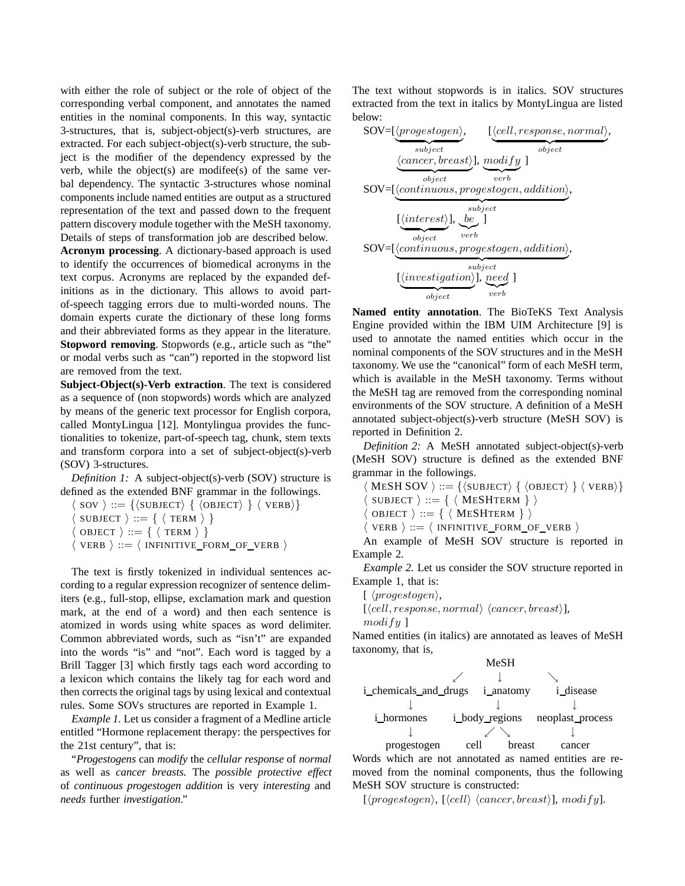with either the role of subject or the role of object of the corresponding verbal component, and annotates the named entities in the nominal components. In this way, syntactic 3-structures, that is, subject-object(s)-verb structures, are extracted. For each subject-object(s)-verb structure, the subject is the modifier of the dependency expressed by the verb, while the object(s) are modifee(s) of the same verbal dependency. The syntactic 3-structures whose nominal components include named entities are output as a structured representation of the text and passed down to the frequent pattern discovery module together with the MeSH taxonomy. Details of steps of transformation job are described below.

**Acronym processing**. A dictionary-based approach is used to identify the occurrences of biomedical acronyms in the text corpus. Acronyms are replaced by the expanded definitions as in the dictionary. This allows to avoid part-of-speech tagging errors due to multi-worded nouns. The domain experts curate the dictionary of these long forms and their abbreviated forms as they appear in the literature.

**Stopword removing**. Stopwords (e.g., article such as "the" or modal verbs such as "can") reported in the stopword list are removed from the text.

**Subject-Object(s)-Verb extraction**. The text is considered as a sequence of (non stopwords) words which are analyzed by means of the generic text processor for English corpora, called MontyLingua [12]. Montylingua provides the functionalities to tokenize, part-of-speech tag, chunk, stem texts and transform corpora into a set of subject-object(s)-verb (SOV) 3-structures.

*Definition 1:* A subject-object(s)-verb (SOV) structure is defined as the extended BNF grammar in the followings.

$\langle$ SOV $\rangle$ ::= {⟨SUBJECT⟩ { ⟨OBJECT⟩ } ⟨ VERB⟩}
$\langle$ SUBJECT $\rangle$ ::= { ⟨ TERM ⟩ }
$\langle$ OBJECT $\rangle$ ::= { ⟨ TERM ⟩ }
$\langle$ VERB $\rangle$ ::= ⟨ INFINITIVE_FORM_OF_VERB ⟩

The text is firstly tokenized in individual sentences according to a regular expression recognizer of sentence delimiters (e.g., full-stop, ellipse, exclamation mark and question mark, at the end of a word) and then each sentence is atomized in words using white spaces as word delimiter. Common abbreviated words, such as "isn't" are expanded into the words "is" and "not". Each word is tagged by a Brill Tagger [3] which firstly tags each word according to a lexicon which contains the likely tag for each word and then corrects the original tags by using lexical and contextual rules. Some SOVs structures are reported in Example 1.

*Example 1.* Let us consider a fragment of a Medline article entitled "Hormone replacement therapy: the perspectives for the 21st century", that is:

"*Progestogens* can *modify* the *cellular response* of *normal* as well as *cancer breasts.* The *possible protective effect* of *continuous progestogen addition* is very *interesting* and *needs* further *investigation*."

The text without stopwords is in italics. SOV structures extracted from the text in italics by MontyLingua are listed below:

SOV=[$\underbrace{\langle progestogen\rangle}_{subject}$, [$\underbrace{\langle cell, response, normal\rangle}_{object}$, $\underbrace{\langle cancer, breast\rangle}_{object}$], $\underbrace{modify}_{verb}$ ]

SOV=[$\underbrace{\langle continuous, progestogen, addition\rangle}_{subject}$, [$\underbrace{\langle interest\rangle}_{object}$], $\underbrace{be}_{verb}$ ]

SOV=[$\underbrace{\langle continuous, progestogen, addition\rangle}_{subject}$, [$\underbrace{\langle investigation\rangle}_{object}$], $\underbrace{need}_{verb}$ ]

**Named entity annotation**. The BioTeKS Text Analysis Engine provided within the IBM UIM Architecture [9] is used to annotate the named entities which occur in the nominal components of the SOV structures and in the MeSH taxonomy. We use the "canonical" form of each MeSH term, which is available in the MeSH taxonomy. Terms without the MeSH tag are removed from the corresponding nominal environments of the SOV structure. A definition of a MeSH annotated subject-object(s)-verb structure (MeSH SOV) is reported in Definition 2.

*Definition 2:* A MeSH annotated subject-object(s)-verb (MeSH SOV) structure is defined as the extended BNF grammar in the followings.

⟨ MESH SOV ⟩ ::= {⟨SUBJECT⟩ { ⟨OBJECT⟩ } ⟨ VERB⟩}
⟨ SUBJECT ⟩ ::= { ⟨ MESHTERM ⟩ }
⟨ OBJECT ⟩ ::= { ⟨ MESHTERM ⟩ }
⟨ VERB ⟩ ::= ⟨ INFINITIVE_FORM_OF_VERB ⟩

An example of MeSH SOV structure is reported in Example 2.

*Example 2.* Let us consider the SOV structure reported in Example 1, that is:

[ $\langle progestogen\rangle$,
[$\langle cell, response, normal\rangle$ $\langle cancer, breast\rangle$],
$modify$ ]

Named entities (in italics) are annotated as leaves of MeSH taxonomy, that is,

```
                      MeSH
            ↙          ↓          ↘
i_chemicals_and_drugs  i_anatomy    i_disease
        ↓                 ↓             ↓
   i_hormones        i_body_regions  neoplast_process
        ↓              ↙    ↘           ↓
   progestogen      cell    breast     cancer
```

Words which are not annotated as named entities are removed from the nominal components, thus the following MeSH SOV structure is constructed:

[$\langle progestogen\rangle$, [$\langle cell\rangle$ $\langle cancer, breast\rangle$], $modify$].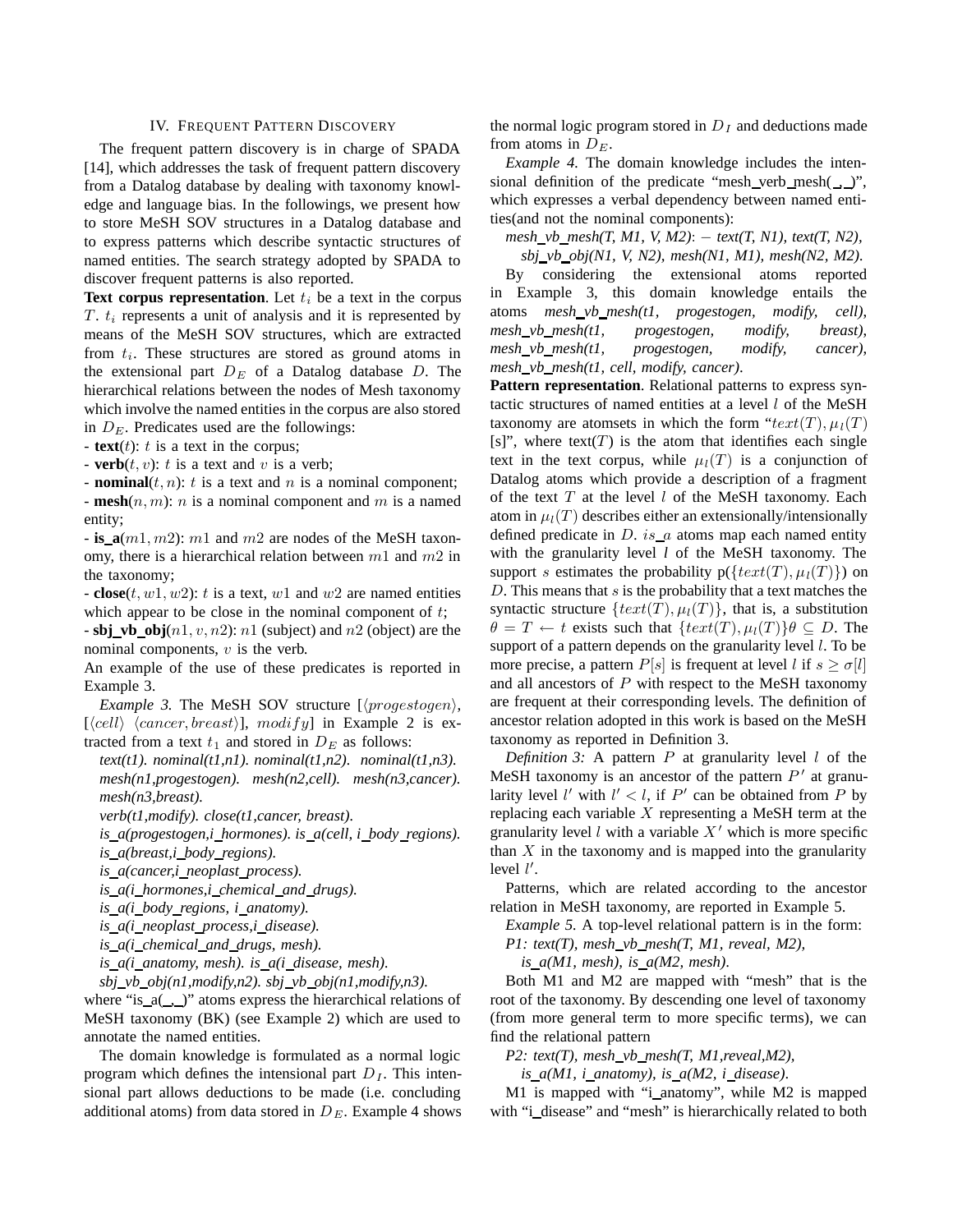## IV. Frequent Pattern Discovery

The frequent pattern discovery is in charge of SPADA [14], which addresses the task of frequent pattern discovery from a Datalog database by dealing with taxonomy knowledge and language bias. In the followings, we present how to store MeSH SOV structures in a Datalog database and to express patterns which describe syntactic structures of named entities. The search strategy adopted by SPADA to discover frequent patterns is also reported.

**Text corpus representation**. Let $t_i$ be a text in the corpus $T$. $t_i$ represents a unit of analysis and it is represented by means of the MeSH SOV structures, which are extracted from $t_i$. These structures are stored as ground atoms in the extensional part $D_E$ of a Datalog database $D$. The hierarchical relations between the nodes of Mesh taxonomy which involve the named entities in the corpus are also stored in $D_E$. Predicates used are the followings:

- **text**($t$): $t$ is a text in the corpus;
- **verb**($t, v$): $t$ is a text and $v$ is a verb;
- **nominal**($t, n$): $t$ is a text and $n$ is a nominal component;
- **mesh**($n, m$): $n$ is a nominal component and $m$ is a named entity;
- **is_a**($m1, m2$): $m1$ and $m2$ are nodes of the MeSH taxonomy, there is a hierarchical relation between $m1$ and $m2$ in the taxonomy;
- **close**($t, w1, w2$): $t$ is a text, $w1$ and $w2$ are named entities which appear to be close in the nominal component of $t$;
- **sbj_vb_obj**($n1, v, n2$): $n1$ (subject) and $n2$ (object) are the nominal components, $v$ is the verb.

An example of the use of these predicates is reported in Example 3.

*Example 3.* The MeSH SOV structure [$\langle progestogen \rangle$, [$\langle cell \rangle$ $\langle cancer, breast \rangle$], $modify$] in Example 2 is extracted from a text $t_1$ and stored in $D_E$ as follows:

*text(t1). nominal(t1,n1). nominal(t1,n2). nominal(t1,n3).*
*mesh(n1,progestogen). mesh(n2,cell). mesh(n3,cancer).*
*mesh(n3,breast).*
*verb(t1,modify). close(t1,cancer, breast).*
*is_a(progestogen,i_hormones). is_a(cell, i_body_regions).*
*is_a(breast,i_body_regions).*
*is_a(cancer,i_neoplast_process).*
*is_a(i_hormones,i_chemical_and_drugs).*
*is_a(i_body_regions, i_anatomy).*
*is_a(i_neoplast_process,i_disease).*
*is_a(i_chemical_and_drugs, mesh).*
*is_a(i_anatomy, mesh). is_a(i_disease, mesh).*
*sbj_vb_obj(n1,modify,n2). sbj_vb_obj(n1,modify,n3).*

where "is_a(_,_)" atoms express the hierarchical relations of MeSH taxonomy (BK) (see Example 2) which are used to annotate the named entities.

The domain knowledge is formulated as a normal logic program which defines the intensional part $D_I$. This intensional part allows deductions to be made (i.e. concluding additional atoms) from data stored in $D_E$. Example 4 shows the normal logic program stored in $D_I$ and deductions made from atoms in $D_E$.

*Example 4.* The domain knowledge includes the intensional definition of the predicate "mesh_verb_mesh(_,_)", which expresses a verbal dependency between named entities(and not the nominal components):

*mesh_vb_mesh(T, M1, V, M2)*: − *text(T, N1), text(T, N2), sbj_vb_obj(N1, V, N2), mesh(N1, M1), mesh(N2, M2).*

By considering the extensional atoms reported in Example 3, this domain knowledge entails the atoms *mesh_vb_mesh(t1, progestogen, modify, cell), mesh_vb_mesh(t1, progestogen, modify, breast), mesh_vb_mesh(t1, progestogen, modify, cancer), mesh_vb_mesh(t1, cell, modify, cancer).*

**Pattern representation**. Relational patterns to express syntactic structures of named entities at a level $l$ of the MeSH taxonomy are atomsets in which the form "$text(T), \mu_l(T)$ [s]", where text($T$) is the atom that identifies each single text in the text corpus, while $\mu_l(T)$ is a conjunction of Datalog atoms which provide a description of a fragment of the text $T$ at the level $l$ of the MeSH taxonomy. Each atom in $\mu_l(T)$ describes either an extensionally/intensionally defined predicate in $D$. $is\_a$ atoms map each named entity with the granularity level $l$ of the MeSH taxonomy. The support $s$ estimates the probability p($\{text(T), \mu_l(T)\}$) on $D$. This means that $s$ is the probability that a text matches the syntactic structure $\{text(T), \mu_l(T)\}$, that is, a substitution $\theta = T \leftarrow t$ exists such that $\{text(T), \mu_l(T)\}\theta \subseteq D$. The support of a pattern depends on the granularity level $l$. To be more precise, a pattern $P[s]$ is frequent at level $l$ if $s \geq \sigma[l]$ and all ancestors of $P$ with respect to the MeSH taxonomy are frequent at their corresponding levels. The definition of ancestor relation adopted in this work is based on the MeSH taxonomy as reported in Definition 3.

*Definition 3:* A pattern $P$ at granularity level $l$ of the MeSH taxonomy is an ancestor of the pattern $P'$ at granularity level $l'$ with $l' < l$, if $P'$ can be obtained from $P$ by replacing each variable $X$ representing a MeSH term at the granularity level $l$ with a variable $X'$ which is more specific than $X$ in the taxonomy and is mapped into the granularity level $l'$.

Patterns, which are related according to the ancestor relation in MeSH taxonomy, are reported in Example 5.

*Example 5.* A top-level relational pattern is in the form:

*P1: text(T), mesh_vb_mesh(T, M1, reveal, M2), is_a(M1, mesh), is_a(M2, mesh).*

Both M1 and M2 are mapped with "mesh" that is the root of the taxonomy. By descending one level of taxonomy (from more general term to more specific terms), we can find the relational pattern

*P2: text(T), mesh_vb_mesh(T, M1,reveal,M2), is_a(M1, i_anatomy), is_a(M2, i_disease).*

M1 is mapped with "i_anatomy", while M2 is mapped with "i_disease" and "mesh" is hierarchically related to both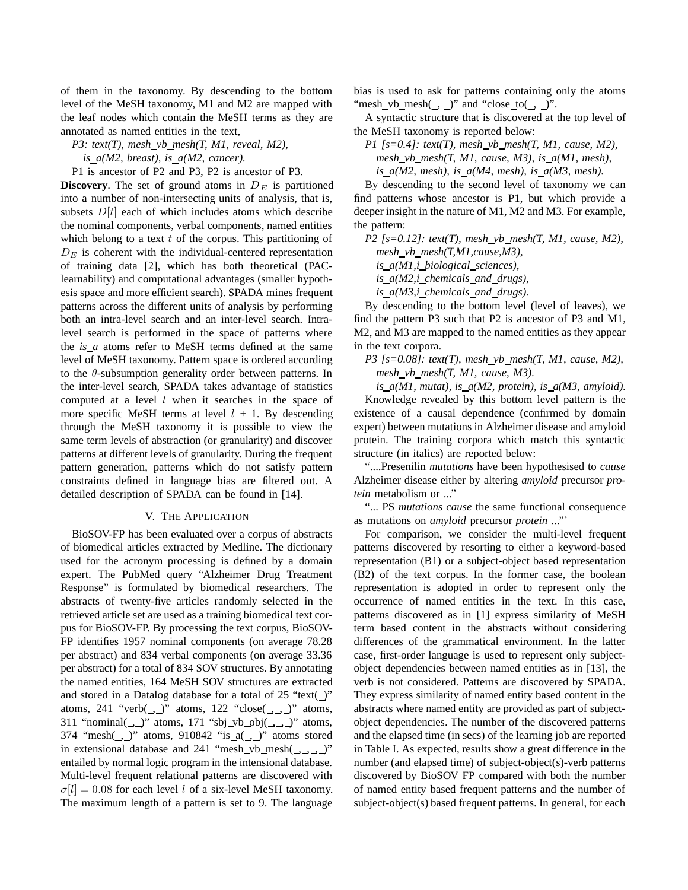of them in the taxonomy. By descending to the bottom level of the MeSH taxonomy, M1 and M2 are mapped with the leaf nodes which contain the MeSH terms as they are annotated as named entities in the text,

*P3: text(T), mesh_vb_mesh(T, M1, reveal, M2), is_a(M2, breast), is_a(M2, cancer).*

P1 is ancestor of P2 and P3, P2 is ancestor of P3.

**Discovery**. The set of ground atoms in $D_E$ is partitioned into a number of non-intersecting units of analysis, that is, subsets $D[t]$ each of which includes atoms which describe the nominal components, verbal components, named entities which belong to a text $t$ of the corpus. This partitioning of $D_E$ is coherent with the individual-centered representation of training data [2], which has both theoretical (PAC-learnability) and computational advantages (smaller hypothesis space and more efficient search). SPADA mines frequent patterns across the different units of analysis by performing both an intra-level search and an inter-level search. Intra-level search is performed in the space of patterns where the *is_a* atoms refer to MeSH terms defined at the same level of MeSH taxonomy. Pattern space is ordered according to the $\theta$-subsumption generality order between patterns. In the inter-level search, SPADA takes advantage of statistics computed at a level $l$ when it searches in the space of more specific MeSH terms at level $l$ + 1. By descending through the MeSH taxonomy it is possible to view the same term levels of abstraction (or granularity) and discover patterns at different levels of granularity. During the frequent pattern generation, patterns which do not satisfy pattern constraints defined in language bias are filtered out. A detailed description of SPADA can be found in [14].

## V. The Application

BioSOV-FP has been evaluated over a corpus of abstracts of biomedical articles extracted by Medline. The dictionary used for the acronym processing is defined by a domain expert. The PubMed query "Alzheimer Drug Treatment Response" is formulated by biomedical researchers. The abstracts of twenty-five articles randomly selected in the retrieved article set are used as a training biomedical text corpus for BioSOV-FP. By processing the text corpus, BioSOV-FP identifies 1957 nominal components (on average 78.28 per abstract) and 834 verbal components (on average 33.36 per abstract) for a total of 834 SOV structures. By annotating the named entities, 164 MeSH SOV structures are extracted and stored in a Datalog database for a total of 25 "text(_)" atoms, 241 "verb(_,_)" atoms, 122 "close(_,_,_)" atoms, 311 "nominal(_,_)" atoms, 171 "sbj_vb_obj(_,_,_)" atoms, 374 "mesh(_,_)" atoms, 910842 "is_a(_,_)" atoms stored in extensional database and 241 "mesh_vb_mesh(_,_,_,_)" entailed by normal logic program in the intensional database. Multi-level frequent relational patterns are discovered with $\sigma[l] = 0.08$ for each level $l$ of a six-level MeSH taxonomy. The maximum length of a pattern is set to 9. The language bias is used to ask for patterns containing only the atoms "mesh_vb_mesh(_, _)" and "close_to(_, _)".

A syntactic structure that is discovered at the top level of the MeSH taxonomy is reported below:

*P1 [s=0.4]: text(T), mesh_vb_mesh(T, M1, cause, M2), mesh_vb_mesh(T, M1, cause, M3), is_a(M1, mesh), is_a(M2, mesh), is_a(M4, mesh), is_a(M3, mesh).*

By descending to the second level of taxonomy we can find patterns whose ancestor is P1, but which provide a deeper insight in the nature of M1, M2 and M3. For example, the pattern:

*P2 [s=0.12]: text(T), mesh_vb_mesh(T, M1, cause, M2), mesh_vb_mesh(T,M1,cause,M3), is_a(M1,i_biological_sciences), is_a(M2,i_chemicals_and_drugs), is_a(M3,i_chemicals_and_drugs).*

By descending to the bottom level (level of leaves), we find the pattern P3 such that P2 is ancestor of P3 and M1, M2, and M3 are mapped to the named entities as they appear in the text corpora.

*P3 [s=0.08]: text(T), mesh_vb_mesh(T, M1, cause, M2), mesh_vb_mesh(T, M1, cause, M3). is_a(M1, mutat), is_a(M2, protein), is_a(M3, amyloid).*

Knowledge revealed by this bottom level pattern is the existence of a causal dependence (confirmed by domain expert) between mutations in Alzheimer disease and amyloid protein. The training corpora which match this syntactic structure (in italics) are reported below:

"....Presenilin *mutations* have been hypothesised to *cause* Alzheimer disease either by altering *amyloid* precursor *protein* metabolism or ..."

"... PS *mutations cause* the same functional consequence as mutations on *amyloid* precursor *protein* ..."'

For comparison, we consider the multi-level frequent patterns discovered by resorting to either a keyword-based representation (B1) or a subject-object based representation (B2) of the text corpus. In the former case, the boolean representation is adopted in order to represent only the occurrence of named entities in the text. In this case, patterns discovered as in [1] express similarity of MeSH term based content in the abstracts without considering differences of the grammatical environment. In the latter case, first-order language is used to represent only subject-object dependencies between named entities as in [13], the verb is not considered. Patterns are discovered by SPADA. They express similarity of named entity based content in the abstracts where named entity are provided as part of subject-object dependencies. The number of the discovered patterns and the elapsed time (in secs) of the learning job are reported in Table I. As expected, results show a great difference in the number (and elapsed time) of subject-object(s)-verb patterns discovered by BioSOV FP compared with both the number of named entity based frequent patterns and the number of subject-object(s) based frequent patterns. In general, for each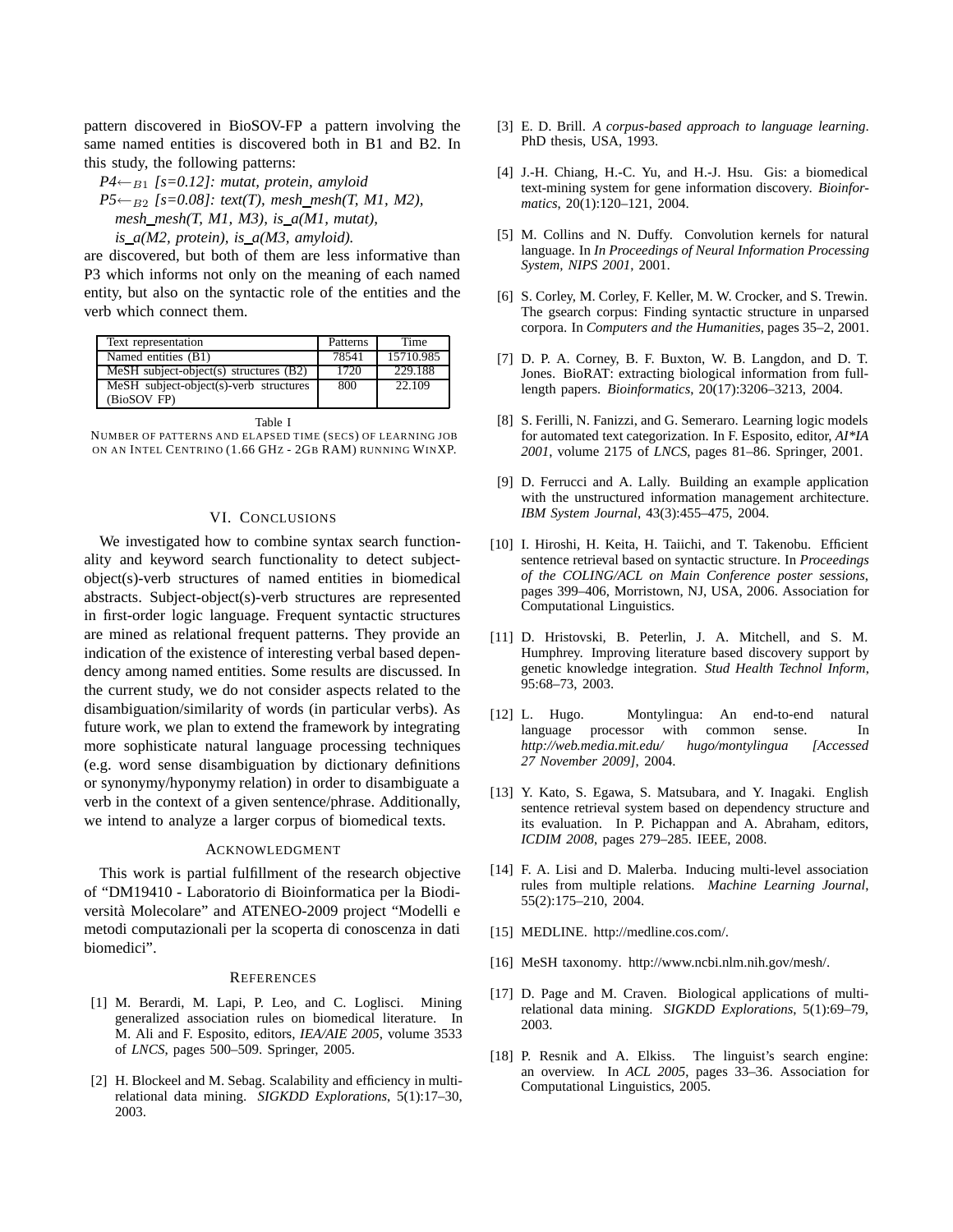pattern discovered in BioSOV-FP a pattern involving the same named entities is discovered both in B1 and B2. In this study, the following patterns:

*P4*$\leftarrow_{B1}$ *[s=0.12]: mutat, protein, amyloid*
*P5*$\leftarrow_{B2}$ *[s=0.08]: text(T), mesh_mesh(T, M1, M2), mesh_mesh(T, M1, M3), is_a(M1, mutat), is_a(M2, protein), is_a(M3, amyloid).*

are discovered, but both of them are less informative than P3 which informs not only on the meaning of each named entity, but also on the syntactic role of the entities and the verb which connect them.

| Text representation | Patterns | Time |
|---|---|---|
| Named entities (B1) | 78541 | 15710.985 |
| MeSH subject-object(s) structures (B2) | 1720 | 229.188 |
| MeSH subject-object(s)-verb structures (BioSOV FP) | 800 | 22.109 |

Table I
NUMBER OF PATTERNS AND ELAPSED TIME (SECS) OF LEARNING JOB ON AN INTEL CENTRINO (1.66 GHZ - 2GB RAM) RUNNING WINXP.

## VI. CONCLUSIONS

We investigated how to combine syntax search functionality and keyword search functionality to detect subject-object(s)-verb structures of named entities in biomedical abstracts. Subject-object(s)-verb structures are represented in first-order logic language. Frequent syntactic structures are mined as relational frequent patterns. They provide an indication of the existence of interesting verbal based dependency among named entities. Some results are discussed. In the current study, we do not consider aspects related to the disambiguation/similarity of words (in particular verbs). As future work, we plan to extend the framework by integrating more sophisticate natural language processing techniques (e.g. word sense disambiguation by dictionary definitions or synonymy/hyponymy relation) in order to disambiguate a verb in the context of a given sentence/phrase. Additionally, we intend to analyze a larger corpus of biomedical texts.

## ACKNOWLEDGMENT

This work is partial fulfillment of the research objective of "DM19410 - Laboratorio di Bioinformatica per la Biodiversità Molecolare" and ATENEO-2009 project "Modelli e metodi computazionali per la scoperta di conoscenza in dati biomedici".

## REFERENCES

[1] M. Berardi, M. Lapi, P. Leo, and C. Loglisci. Mining generalized association rules on biomedical literature. In M. Ali and F. Esposito, editors, *IEA/AIE 2005*, volume 3533 of *LNCS*, pages 500–509. Springer, 2005.

[2] H. Blockeel and M. Sebag. Scalability and efficiency in multi-relational data mining. *SIGKDD Explorations*, 5(1):17–30, 2003.

[3] E. D. Brill. *A corpus-based approach to language learning*. PhD thesis, USA, 1993.

[4] J.-H. Chiang, H.-C. Yu, and H.-J. Hsu. Gis: a biomedical text-mining system for gene information discovery. *Bioinformatics*, 20(1):120–121, 2004.

[5] M. Collins and N. Duffy. Convolution kernels for natural language. In *In Proceedings of Neural Information Processing System, NIPS 2001*, 2001.

[6] S. Corley, M. Corley, F. Keller, M. W. Crocker, and S. Trewin. The gsearch corpus: Finding syntactic structure in unparsed corpora. In *Computers and the Humanities*, pages 35–2, 2001.

[7] D. P. A. Corney, B. F. Buxton, W. B. Langdon, and D. T. Jones. BioRAT: extracting biological information from full-length papers. *Bioinformatics*, 20(17):3206–3213, 2004.

[8] S. Ferilli, N. Fanizzi, and G. Semeraro. Learning logic models for automated text categorization. In F. Esposito, editor, *AI\*IA 2001*, volume 2175 of *LNCS*, pages 81–86. Springer, 2001.

[9] D. Ferrucci and A. Lally. Building an example application with the unstructured information management architecture. *IBM System Journal*, 43(3):455–475, 2004.

[10] I. Hiroshi, H. Keita, H. Taiichi, and T. Takenobu. Efficient sentence retrieval based on syntactic structure. In *Proceedings of the COLING/ACL on Main Conference poster sessions*, pages 399–406, Morristown, NJ, USA, 2006. Association for Computational Linguistics.

[11] D. Hristovski, B. Peterlin, J. A. Mitchell, and S. M. Humphrey. Improving literature based discovery support by genetic knowledge integration. *Stud Health Technol Inform*, 95:68–73, 2003.

[12] L. Hugo. Montylingua: An end-to-end natural language processor with common sense. In *http://web.media.mit.edu/ hugo/montylingua [Accessed 27 November 2009]*, 2004.

[13] Y. Kato, S. Egawa, S. Matsubara, and Y. Inagaki. English sentence retrieval system based on dependency structure and its evaluation. In P. Pichappan and A. Abraham, editors, *ICDIM 2008*, pages 279–285. IEEE, 2008.

[14] F. A. Lisi and D. Malerba. Inducing multi-level association rules from multiple relations. *Machine Learning Journal*, 55(2):175–210, 2004.

[15] MEDLINE. http://medline.cos.com/.

[16] MeSH taxonomy. http://www.ncbi.nlm.nih.gov/mesh/.

[17] D. Page and M. Craven. Biological applications of multi-relational data mining. *SIGKDD Explorations*, 5(1):69–79, 2003.

[18] P. Resnik and A. Elkiss. The linguist's search engine: an overview. In *ACL 2005*, pages 33–36. Association for Computational Linguistics, 2005.